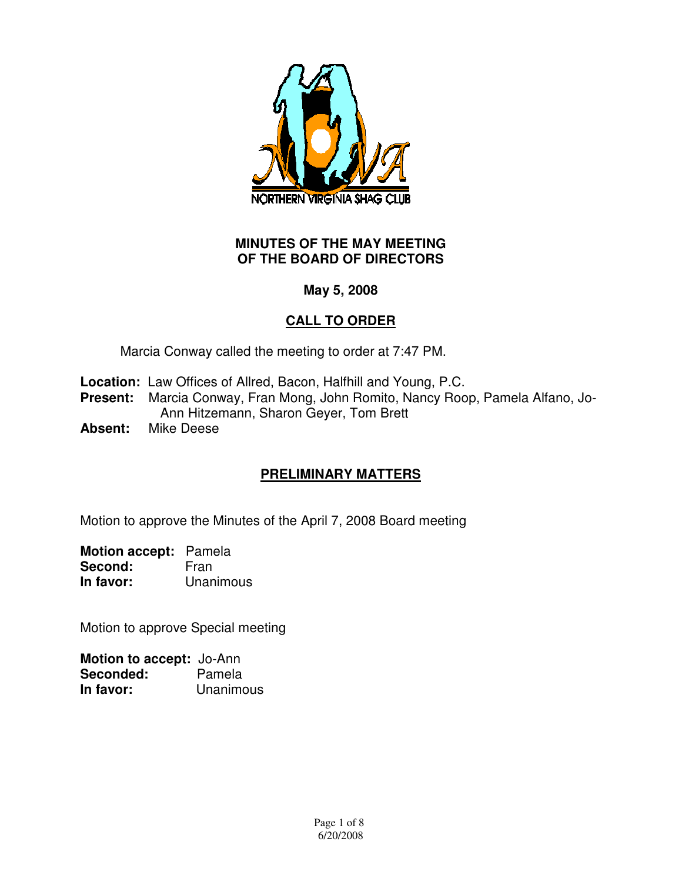NORTHERN VIRGINIA SHAG CLUB

# MINUTES OF THE MAY MEETING OF THE BOARD OF DIRECTORS

**May 5, 2008**

## CALL TO ORDER

Marcia Conway called the meeting to order at 7:47 PM.

**Location:** Law Offices of Allred, Bacon, Halfhill and Young, P.C.
**Present:** Marcia Conway, Fran Mong, John Romito, Nancy Roop, Pamela Alfano, Jo-Ann Hitzemann, Sharon Geyer, Tom Brett
**Absent:** Mike Deese

## PRELIMINARY MATTERS

Motion to approve the Minutes of the April 7, 2008 Board meeting

**Motion accept:** Pamela
**Second:** Fran
**In favor:** Unanimous

Motion to approve Special meeting

**Motion to accept:** Jo-Ann
**Seconded:** Pamela
**In favor:** Unanimous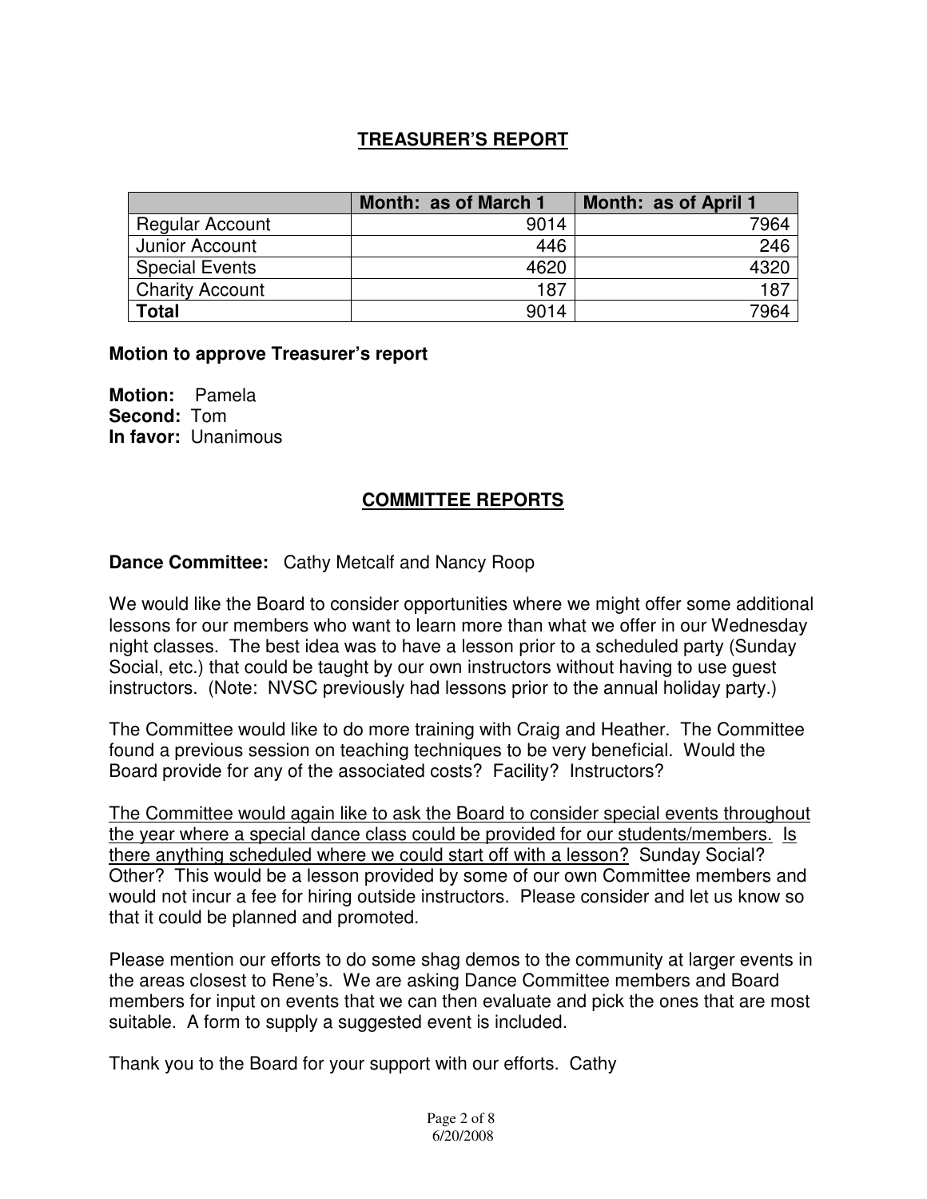## TREASURER'S REPORT

| | Month: as of March 1 | Month: as of April 1 |
|---|---|---|
| Regular Account | 9014 | 7964 |
| Junior Account | 446 | 246 |
| Special Events | 4620 | 4320 |
| Charity Account | 187 | 187 |
| **Total** | 9014 | 7964 |

**Motion to approve Treasurer's report**

**Motion:** Pamela
**Second:** Tom
**In favor:** Unanimous

## COMMITTEE REPORTS

**Dance Committee:** Cathy Metcalf and Nancy Roop

We would like the Board to consider opportunities where we might offer some additional lessons for our members who want to learn more than what we offer in our Wednesday night classes. The best idea was to have a lesson prior to a scheduled party (Sunday Social, etc.) that could be taught by our own instructors without having to use guest instructors. (Note: NVSC previously had lessons prior to the annual holiday party.)

The Committee would like to do more training with Craig and Heather. The Committee found a previous session on teaching techniques to be very beneficial. Would the Board provide for any of the associated costs? Facility? Instructors?

<u>The Committee would again like to ask the Board to consider special events throughout the year where a special dance class could be provided for our students/members. Is there anything scheduled where we could start off with a lesson?</u> Sunday Social? Other? This would be a lesson provided by some of our own Committee members and would not incur a fee for hiring outside instructors. Please consider and let us know so that it could be planned and promoted.

Please mention our efforts to do some shag demos to the community at larger events in the areas closest to Rene's. We are asking Dance Committee members and Board members for input on events that we can then evaluate and pick the ones that are most suitable. A form to supply a suggested event is included.

Thank you to the Board for your support with our efforts. Cathy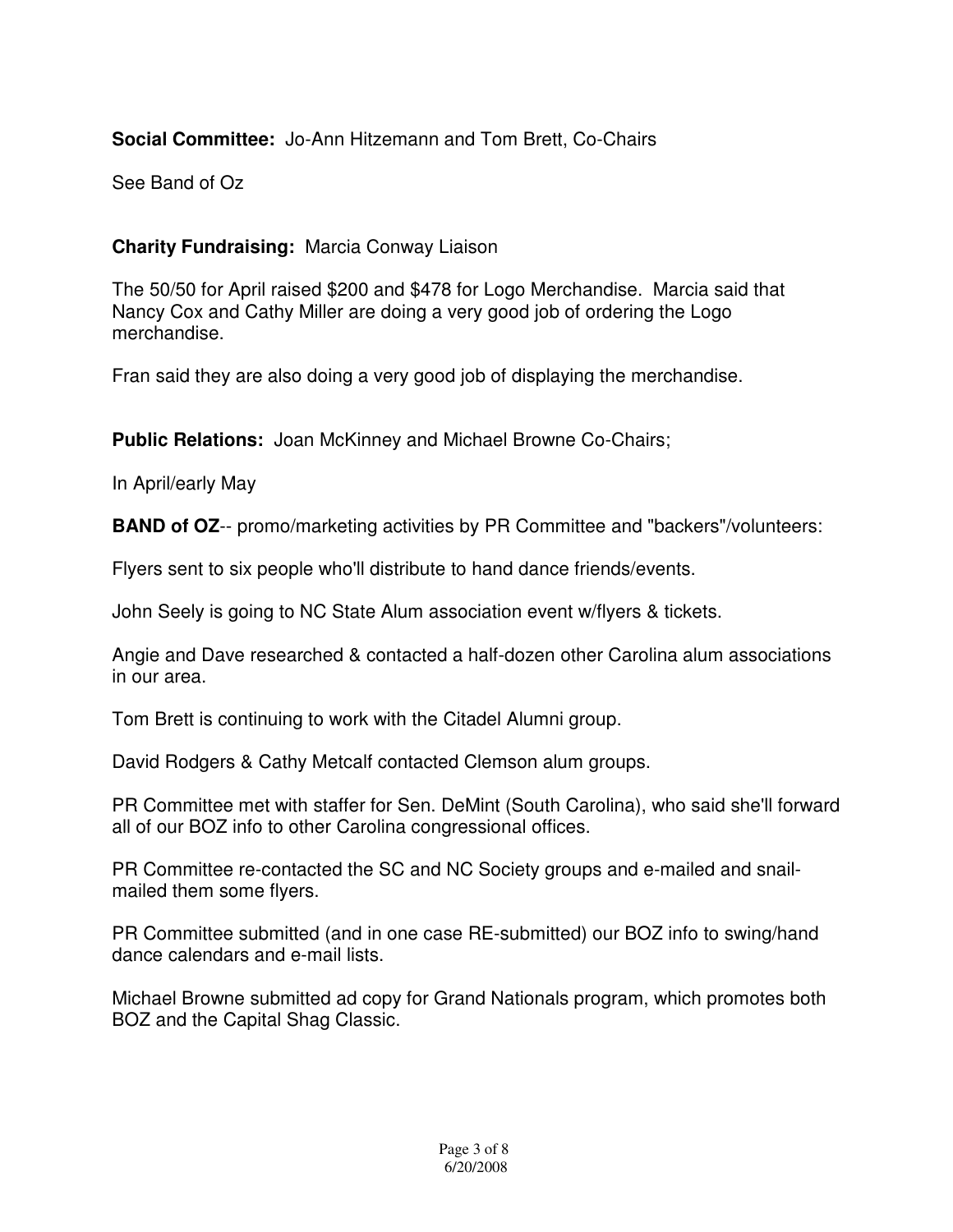**Social Committee:** Jo-Ann Hitzemann and Tom Brett, Co-Chairs

See Band of Oz

**Charity Fundraising:** Marcia Conway Liaison

The 50/50 for April raised $200 and $478 for Logo Merchandise. Marcia said that Nancy Cox and Cathy Miller are doing a very good job of ordering the Logo merchandise.

Fran said they are also doing a very good job of displaying the merchandise.

**Public Relations:** Joan McKinney and Michael Browne Co-Chairs;

In April/early May

**BAND of OZ**-- promo/marketing activities by PR Committee and "backers"/volunteers:

Flyers sent to six people who'll distribute to hand dance friends/events.

John Seely is going to NC State Alum association event w/flyers & tickets.

Angie and Dave researched & contacted a half-dozen other Carolina alum associations in our area.

Tom Brett is continuing to work with the Citadel Alumni group.

David Rodgers & Cathy Metcalf contacted Clemson alum groups.

PR Committee met with staffer for Sen. DeMint (South Carolina), who said she'll forward all of our BOZ info to other Carolina congressional offices.

PR Committee re-contacted the SC and NC Society groups and e-mailed and snail-mailed them some flyers.

PR Committee submitted (and in one case RE-submitted) our BOZ info to swing/hand dance calendars and e-mail lists.

Michael Browne submitted ad copy for Grand Nationals program, which promotes both BOZ and the Capital Shag Classic.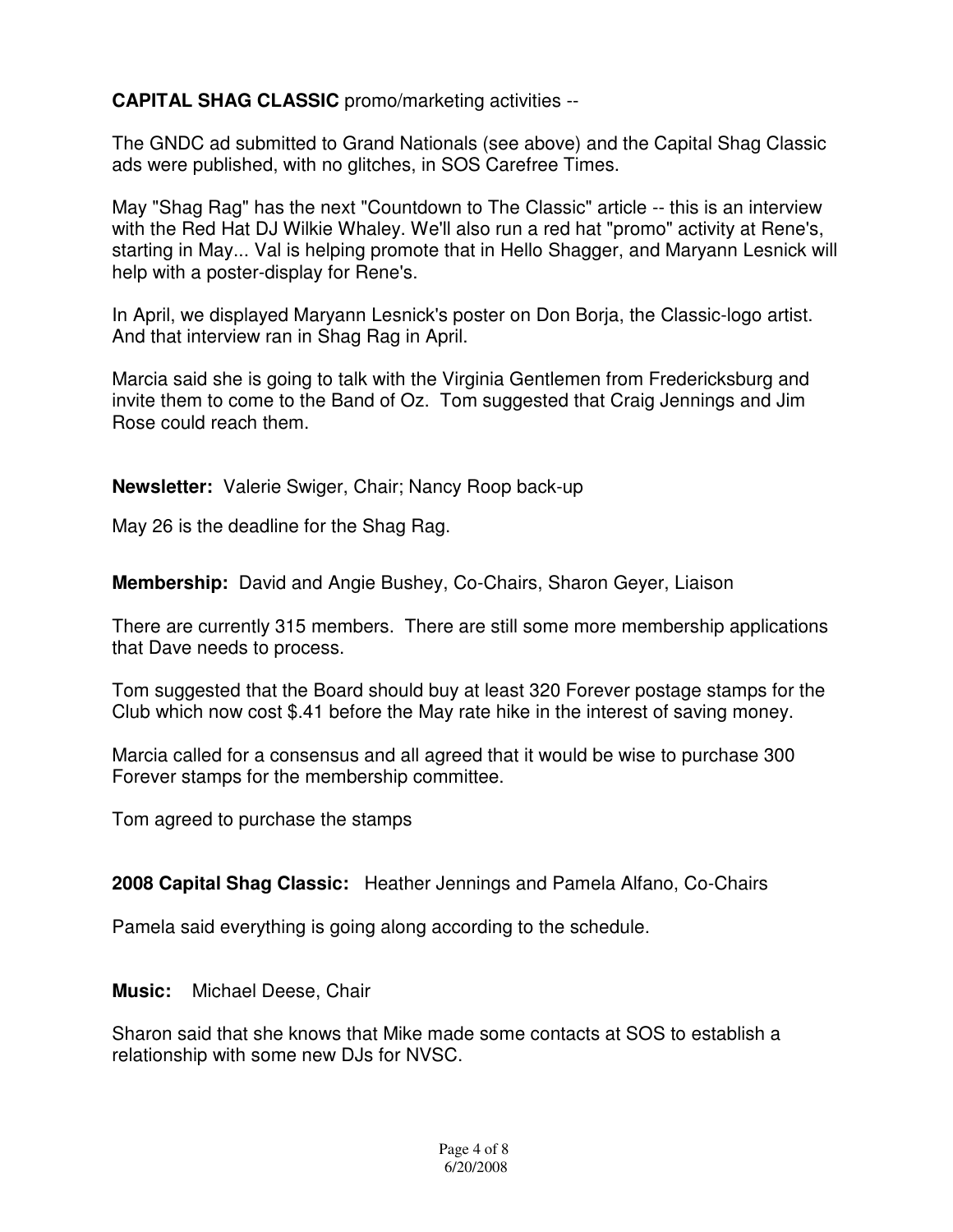**CAPITAL SHAG CLASSIC** promo/marketing activities --

The GNDC ad submitted to Grand Nationals (see above) and the Capital Shag Classic ads were published, with no glitches, in SOS Carefree Times.

May "Shag Rag" has the next "Countdown to The Classic" article -- this is an interview with the Red Hat DJ Wilkie Whaley. We'll also run a red hat "promo" activity at Rene's, starting in May... Val is helping promote that in Hello Shagger, and Maryann Lesnick will help with a poster-display for Rene's.

In April, we displayed Maryann Lesnick's poster on Don Borja, the Classic-logo artist. And that interview ran in Shag Rag in April.

Marcia said she is going to talk with the Virginia Gentlemen from Fredericksburg and invite them to come to the Band of Oz. Tom suggested that Craig Jennings and Jim Rose could reach them.

**Newsletter:** Valerie Swiger, Chair; Nancy Roop back-up

May 26 is the deadline for the Shag Rag.

**Membership:** David and Angie Bushey, Co-Chairs, Sharon Geyer, Liaison

There are currently 315 members. There are still some more membership applications that Dave needs to process.

Tom suggested that the Board should buy at least 320 Forever postage stamps for the Club which now cost $.41 before the May rate hike in the interest of saving money.

Marcia called for a consensus and all agreed that it would be wise to purchase 300 Forever stamps for the membership committee.

Tom agreed to purchase the stamps

**2008 Capital Shag Classic:** Heather Jennings and Pamela Alfano, Co-Chairs

Pamela said everything is going along according to the schedule.

**Music:** Michael Deese, Chair

Sharon said that she knows that Mike made some contacts at SOS to establish a relationship with some new DJs for NVSC.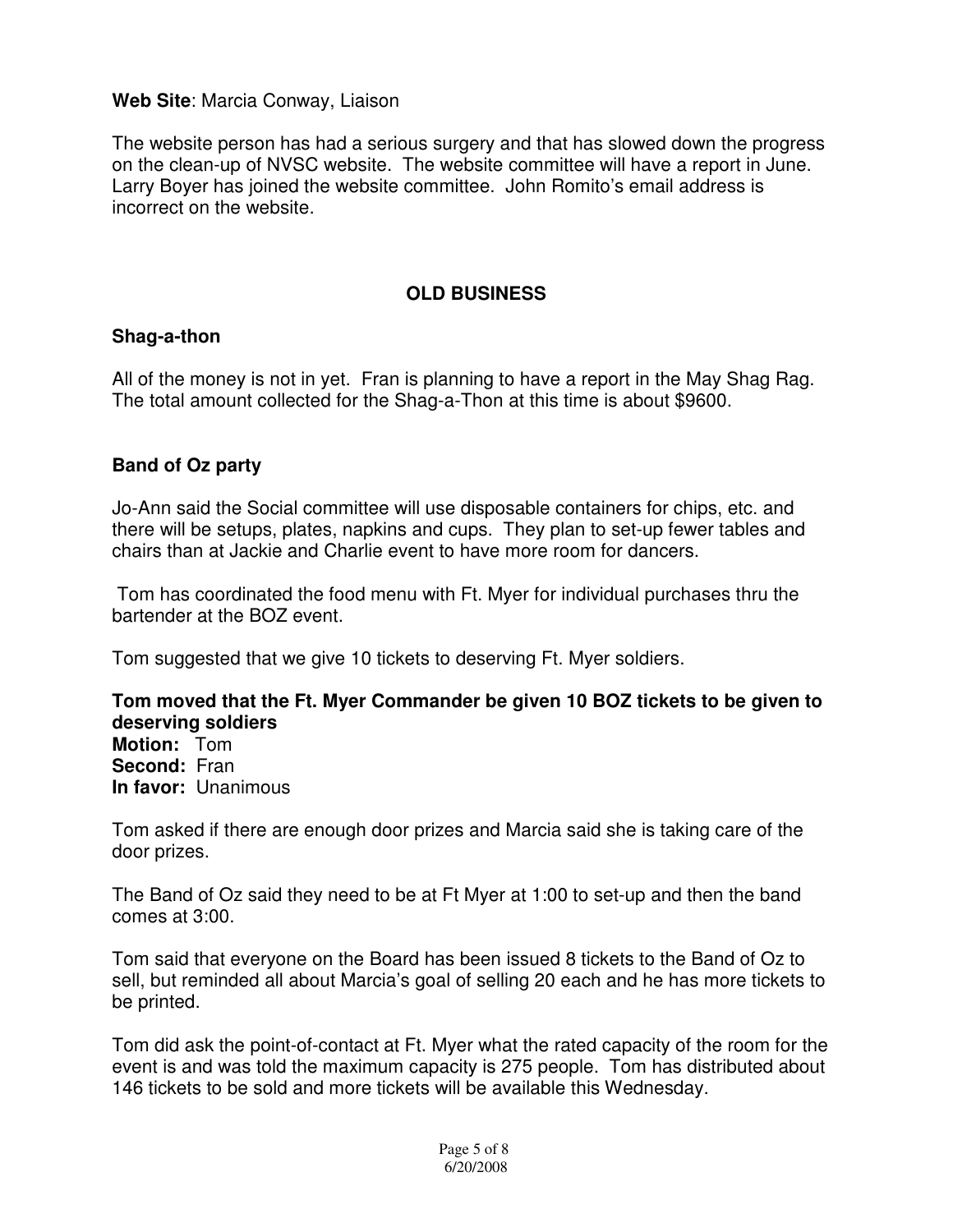**Web Site**: Marcia Conway, Liaison

The website person has had a serious surgery and that has slowed down the progress on the clean-up of NVSC website. The website committee will have a report in June. Larry Boyer has joined the website committee. John Romito's email address is incorrect on the website.

## OLD BUSINESS

### Shag-a-thon

All of the money is not in yet. Fran is planning to have a report in the May Shag Rag. The total amount collected for the Shag-a-Thon at this time is about $9600.

### Band of Oz party

Jo-Ann said the Social committee will use disposable containers for chips, etc. and there will be setups, plates, napkins and cups. They plan to set-up fewer tables and chairs than at Jackie and Charlie event to have more room for dancers.

Tom has coordinated the food menu with Ft. Myer for individual purchases thru the bartender at the BOZ event.

Tom suggested that we give 10 tickets to deserving Ft. Myer soldiers.

**Tom moved that the Ft. Myer Commander be given 10 BOZ tickets to be given to deserving soldiers**
**Motion:** Tom
**Second:** Fran
**In favor:** Unanimous

Tom asked if there are enough door prizes and Marcia said she is taking care of the door prizes.

The Band of Oz said they need to be at Ft Myer at 1:00 to set-up and then the band comes at 3:00.

Tom said that everyone on the Board has been issued 8 tickets to the Band of Oz to sell, but reminded all about Marcia's goal of selling 20 each and he has more tickets to be printed.

Tom did ask the point-of-contact at Ft. Myer what the rated capacity of the room for the event is and was told the maximum capacity is 275 people. Tom has distributed about 146 tickets to be sold and more tickets will be available this Wednesday.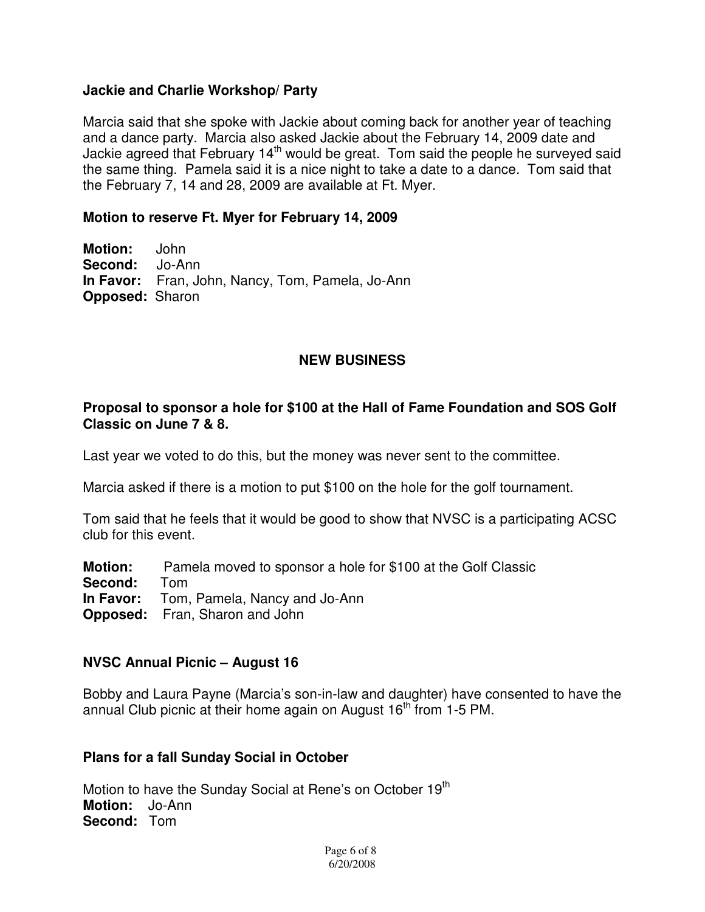**Jackie and Charlie Workshop/ Party**

Marcia said that she spoke with Jackie about coming back for another year of teaching and a dance party. Marcia also asked Jackie about the February 14, 2009 date and Jackie agreed that February 14th would be great. Tom said the people he surveyed said the same thing. Pamela said it is a nice night to take a date to a dance. Tom said that the February 7, 14 and 28, 2009 are available at Ft. Myer.

**Motion to reserve Ft. Myer for February 14, 2009**

**Motion:** John
**Second:** Jo-Ann
**In Favor:** Fran, John, Nancy, Tom, Pamela, Jo-Ann
**Opposed:** Sharon

## NEW BUSINESS

**Proposal to sponsor a hole for $100 at the Hall of Fame Foundation and SOS Golf Classic on June 7 & 8.**

Last year we voted to do this, but the money was never sent to the committee.

Marcia asked if there is a motion to put $100 on the hole for the golf tournament.

Tom said that he feels that it would be good to show that NVSC is a participating ACSC club for this event.

**Motion:** Pamela moved to sponsor a hole for $100 at the Golf Classic
**Second:** Tom
**In Favor:** Tom, Pamela, Nancy and Jo-Ann
**Opposed:** Fran, Sharon and John

**NVSC Annual Picnic – August 16**

Bobby and Laura Payne (Marcia's son-in-law and daughter) have consented to have the annual Club picnic at their home again on August 16th from 1-5 PM.

**Plans for a fall Sunday Social in October**

Motion to have the Sunday Social at Rene's on October 19th
**Motion:** Jo-Ann
**Second:** Tom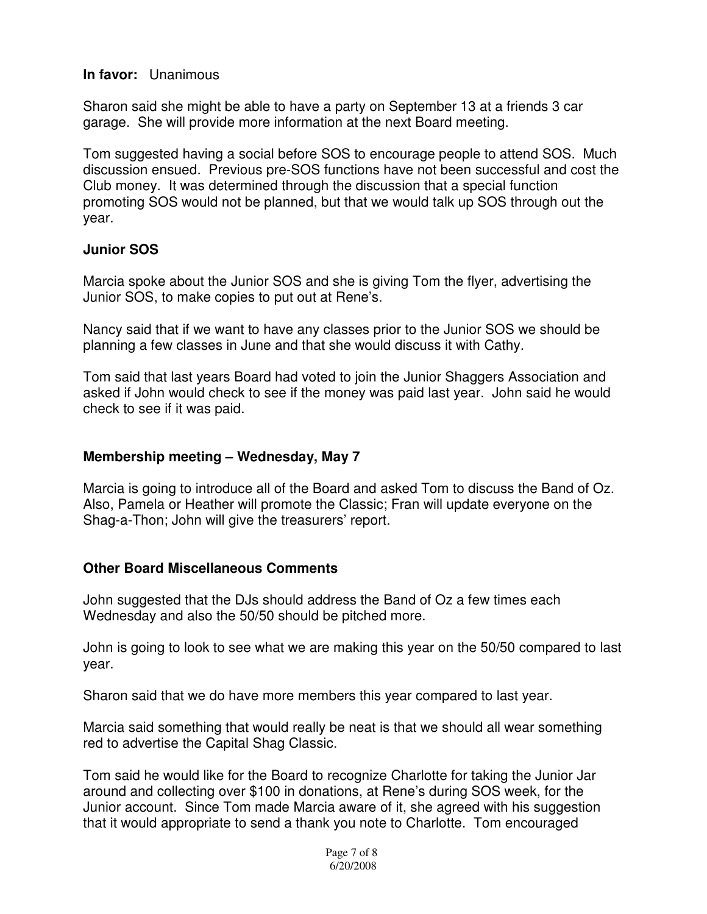**In favor:** Unanimous

Sharon said she might be able to have a party on September 13 at a friends 3 car garage. She will provide more information at the next Board meeting.

Tom suggested having a social before SOS to encourage people to attend SOS. Much discussion ensued. Previous pre-SOS functions have not been successful and cost the Club money. It was determined through the discussion that a special function promoting SOS would not be planned, but that we would talk up SOS through out the year.

### Junior SOS

Marcia spoke about the Junior SOS and she is giving Tom the flyer, advertising the Junior SOS, to make copies to put out at Rene's.

Nancy said that if we want to have any classes prior to the Junior SOS we should be planning a few classes in June and that she would discuss it with Cathy.

Tom said that last years Board had voted to join the Junior Shaggers Association and asked if John would check to see if the money was paid last year. John said he would check to see if it was paid.

### Membership meeting – Wednesday, May 7

Marcia is going to introduce all of the Board and asked Tom to discuss the Band of Oz. Also, Pamela or Heather will promote the Classic; Fran will update everyone on the Shag-a-Thon; John will give the treasurers' report.

### Other Board Miscellaneous Comments

John suggested that the DJs should address the Band of Oz a few times each Wednesday and also the 50/50 should be pitched more.

John is going to look to see what we are making this year on the 50/50 compared to last year.

Sharon said that we do have more members this year compared to last year.

Marcia said something that would really be neat is that we should all wear something red to advertise the Capital Shag Classic.

Tom said he would like for the Board to recognize Charlotte for taking the Junior Jar around and collecting over $100 in donations, at Rene's during SOS week, for the Junior account. Since Tom made Marcia aware of it, she agreed with his suggestion that it would appropriate to send a thank you note to Charlotte. Tom encouraged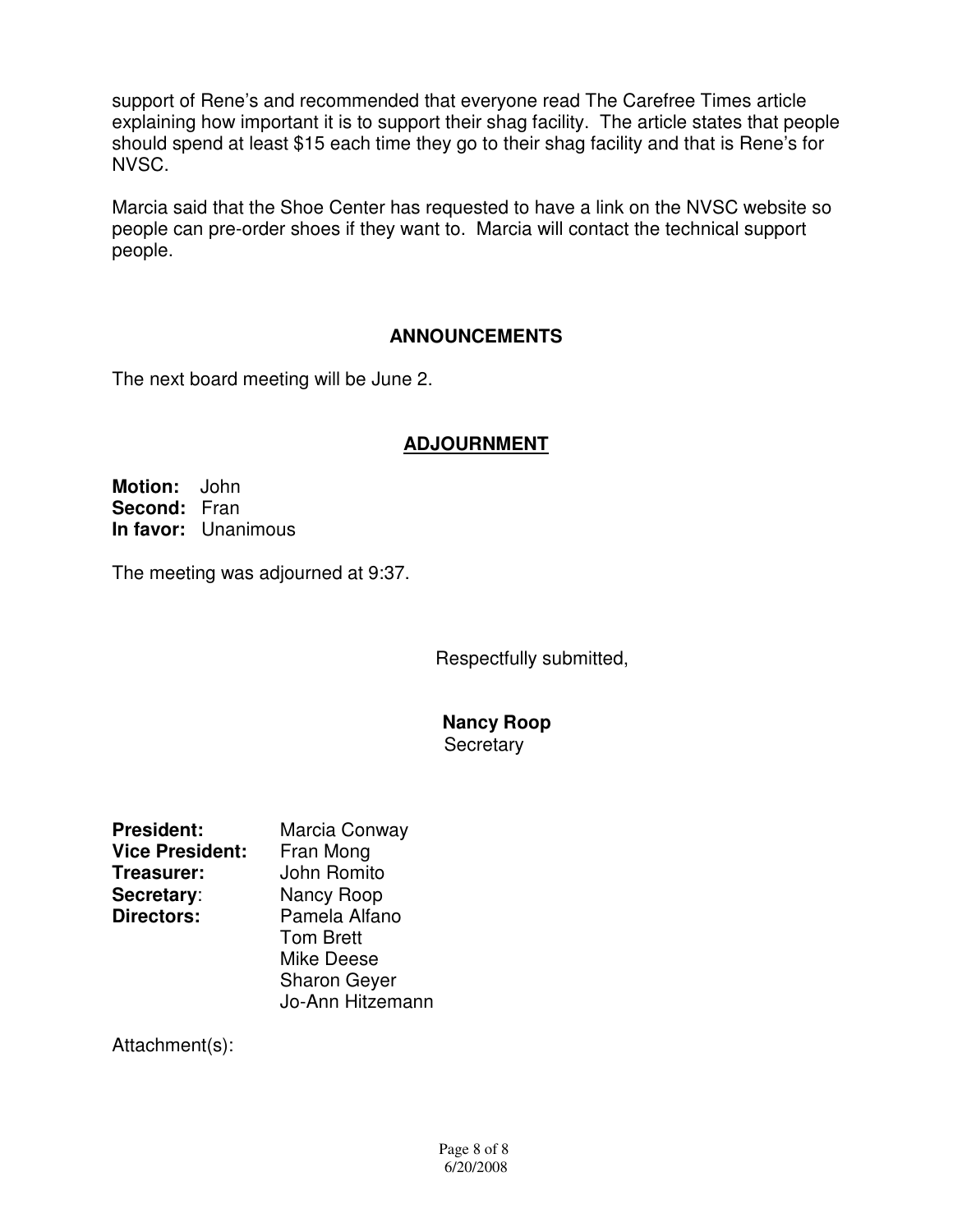support of Rene's and recommended that everyone read The Carefree Times article explaining how important it is to support their shag facility. The article states that people should spend at least $15 each time they go to their shag facility and that is Rene's for NVSC.

Marcia said that the Shoe Center has requested to have a link on the NVSC website so people can pre-order shoes if they want to. Marcia will contact the technical support people.

## ANNOUNCEMENTS

The next board meeting will be June 2.

## ADJOURNMENT

**Motion:** John
**Second:** Fran
**In favor:** Unanimous

The meeting was adjourned at 9:37.

Respectfully submitted,

**Nancy Roop**
Secretary

| | |
|---|---|
| **President:** | Marcia Conway |
| **Vice President:** | Fran Mong |
| **Treasurer:** | John Romito |
| **Secretary**: | Nancy Roop |
| **Directors:** | Pamela Alfano |
| | Tom Brett |
| | Mike Deese |
| | Sharon Geyer |
| | Jo-Ann Hitzemann |

Attachment(s):